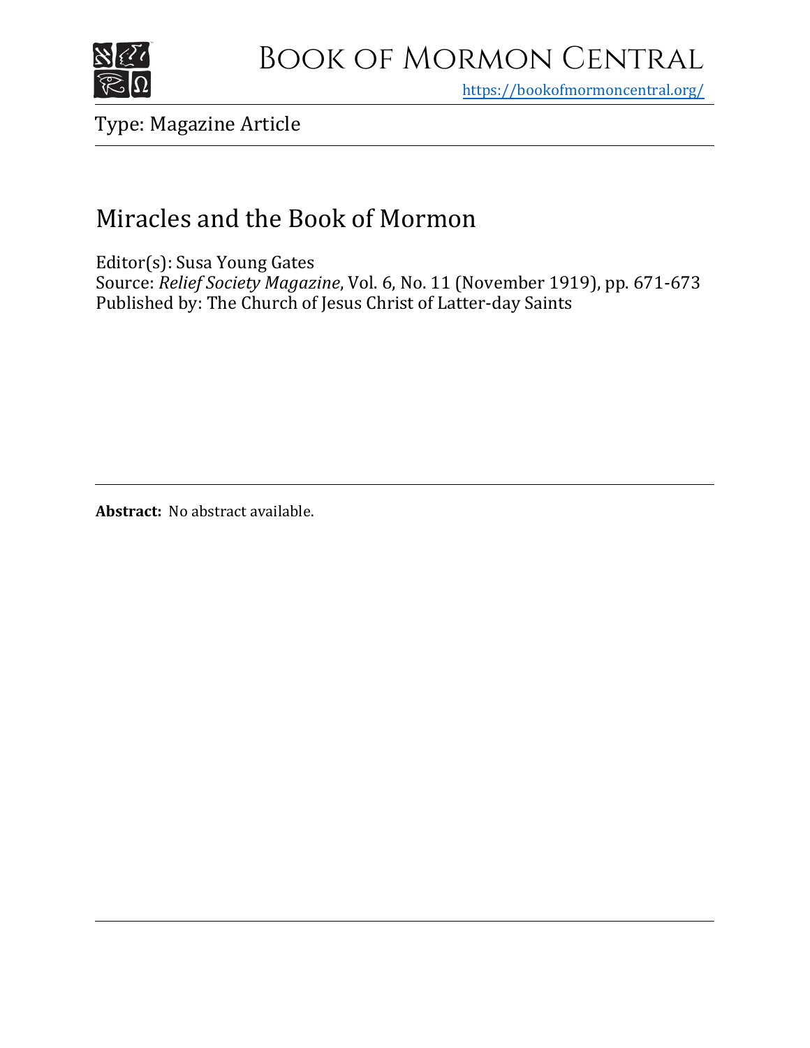# Book of Mormon Central

https://bookofmormoncentral.org/

Type: Magazine Article

## Miracles and the Book of Mormon

Editor(s): Susa Young Gates
Source: *Relief Society Magazine*, Vol. 6, No. 11 (November 1919), pp. 671-673
Published by: The Church of Jesus Christ of Latter-day Saints

**Abstract:** No abstract available.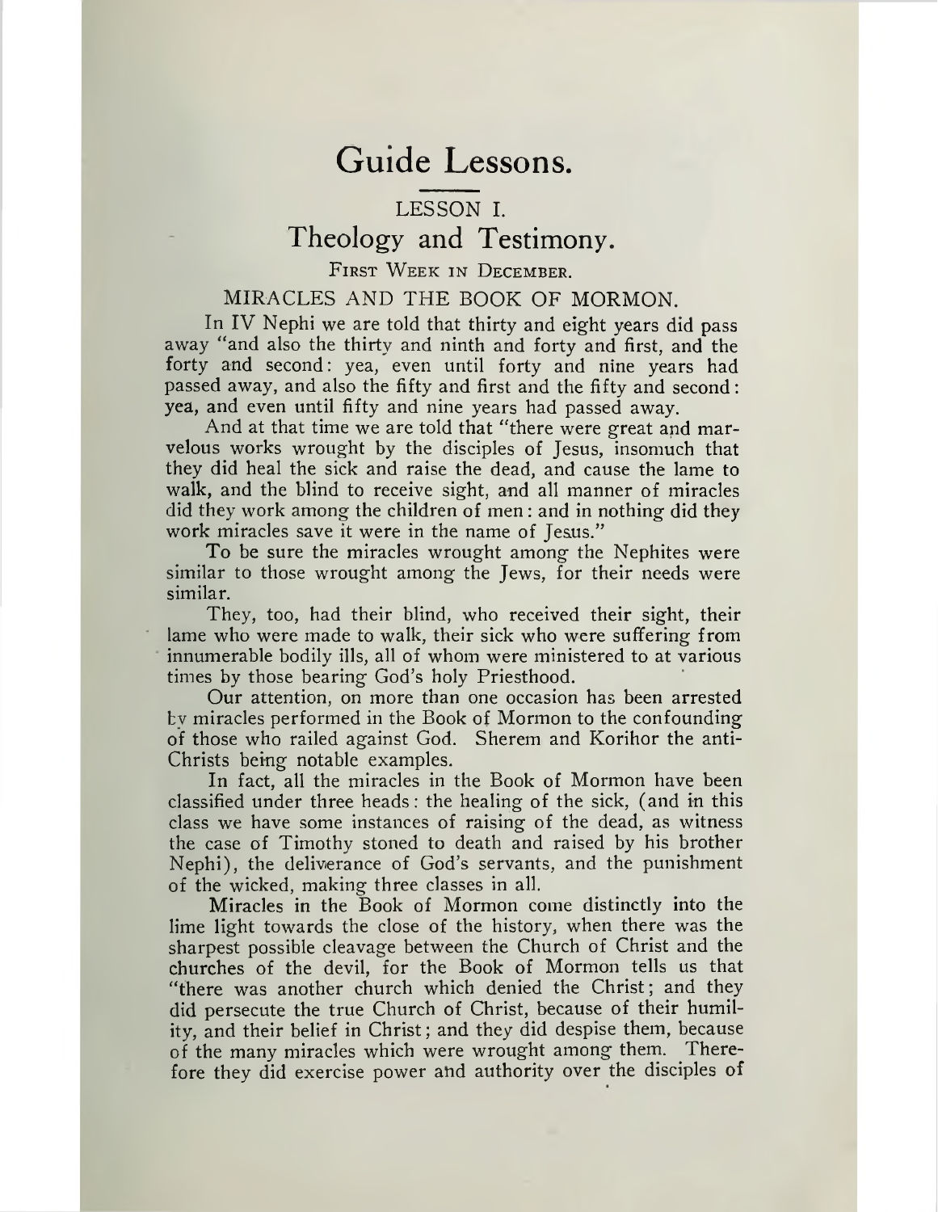# Guide Lessons.

## LESSON I.

## Theology and Testimony.

First Week in December.

### MIRACLES AND THE BOOK OF MORMON.

In IV Nephi we are told that thirty and eight years did pass away "and also the thirty and ninth and forty and first, and the forty and second: yea, even until forty and nine years had passed away, and also the fifty and first and the fifty and second: yea, and even until fifty and nine years had passed away.

And at that time we are told that "there were great and marvelous works wrought by the disciples of Jesus, insomuch that they did heal the sick and raise the dead, and cause the lame to walk, and the blind to receive sight, and all manner of miracles did they work among the children of men: and in nothing did they work miracles save it were in the name of Jesus."

To be sure the miracles wrought among the Nephites were similar to those wrought among the Jews, for their needs were similar.

They, too, had their blind, who received their sight, their lame who were made to walk, their sick who were suffering from innumerable bodily ills, all of whom were ministered to at various times by those bearing God's holy Priesthood.

Our attention, on more than one occasion has been arrested by miracles performed in the Book of Mormon to the confounding of those who railed against God. Sherem and Korihor the anti-Christs being notable examples.

In fact, all the miracles in the Book of Mormon have been classified under three heads: the healing of the sick, (and in this class we have some instances of raising of the dead, as witness the case of Timothy stoned to death and raised by his brother Nephi), the deliverance of God's servants, and the punishment of the wicked, making three classes in all.

Miracles in the Book of Mormon come distinctly into the lime light towards the close of the history, when there was the sharpest possible cleavage between the Church of Christ and the churches of the devil, for the Book of Mormon tells us that "there was another church which denied the Christ; and they did persecute the true Church of Christ, because of their humility, and their belief in Christ; and they did despise them, because of the many miracles which were wrought among them. Therefore they did exercise power and authority over the disciples of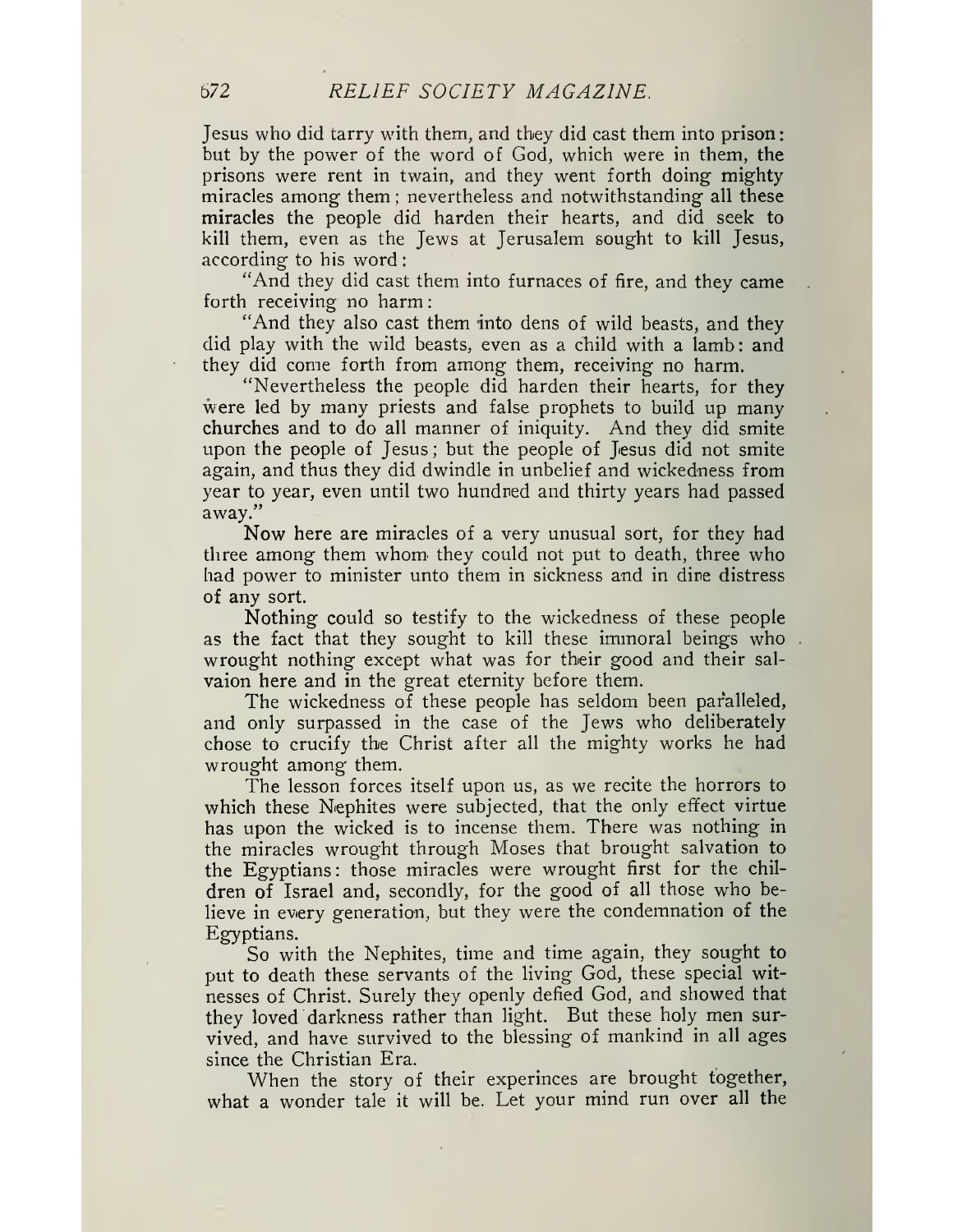Jesus who did tarry with them, and they did cast them into prison: but by the power of the word of God, which were in them, the prisons were rent in twain, and they went forth doing mighty miracles among them; nevertheless and notwithstanding all these miracles the people did harden their hearts, and did seek to kill them, even as the Jews at Jerusalem sought to kill Jesus, according to his word:

"And they did cast them into furnaces of fire, and they came forth receiving no harm:

"And they also cast them into dens of wild beasts, and they did play with the wild beasts, even as a child with a lamb: and they did come forth from among them, receiving no harm.

"Nevertheless the people did harden their hearts, for they were led by many priests and false prophets to build up many churches and to do all manner of iniquity. And they did smite upon the people of Jesus; but the people of Jesus did not smite again, and thus they did dwindle in unbelief and wickedness from year to year, even until two hundred and thirty years had passed away."

Now here are miracles of a very unusual sort, for they had three among them whom they could not put to death, three who had power to minister unto them in sickness and in dire distress of any sort.

Nothing could so testify to the wickedness of these people as the fact that they sought to kill these immoral beings who wrought nothing except what was for their good and their salvaion here and in the great eternity before them.

The wickedness of these people has seldom been paralleled, and only surpassed in the case of the Jews who deliberately chose to crucify the Christ after all the mighty works he had wrought among them.

The lesson forces itself upon us, as we recite the horrors to which these Nephites were subjected, that the only effect virtue has upon the wicked is to incense them. There was nothing in the miracles wrought through Moses that brought salvation to the Egyptians: those miracles were wrought first for the children of Israel and, secondly, for the good of all those who believe in every generation, but they were the condemnation of the Egyptians.

So with the Nephites, time and time again, they sought to put to death these servants of the living God, these special witnesses of Christ. Surely they openly defied God, and showed that they loved darkness rather than light. But these holy men survived, and have survived to the blessing of mankind in all ages since the Christian Era.

When the story of their experinces are brought together, what a wonder tale it will be. Let your mind run over all the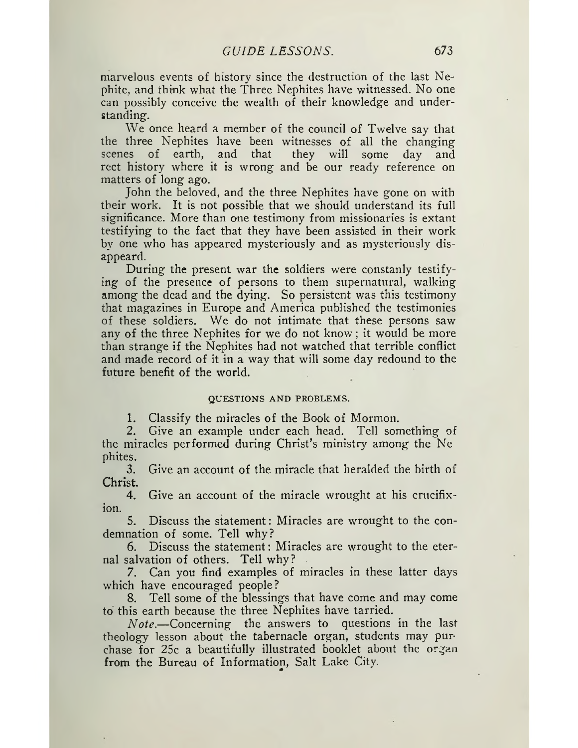marvelous events of history since the destruction of the last Nephite, and think what the Three Nephites have witnessed. No one can possibly conceive the wealth of their knowledge and understanding.

We once heard a member of the council of Twelve say that the three Nephites have been witnesses of all the changing scenes of earth, and that they will some day and rect history where it is wrong and be our ready reference on matters of long ago.

John the beloved, and the three Nephites have gone on with their work. It is not possible that we should understand its full significance. More than one testimony from missionaries is extant testifying to the fact that they have been assisted in their work by one who has appeared mysteriously and as mysteriously disappeard.

During the present war the soldiers were constanly testifying of the presence of persons to them supernatural, walking among the dead and the dying. So persistent was this testimony that magazines in Europe and America published the testimonies of these soldiers. We do not intimate that these persons saw any of the three Nephites for we do not know; it would be more than strange if the Nephites had not watched that terrible conflict and made record of it in a way that will some day redound to the future benefit of the world.

### QUESTIONS AND PROBLEMS.

1. Classify the miracles of the Book of Mormon.
2. Give an example under each head. Tell something of the miracles performed during Christ's ministry among the Nephites.
3. Give an account of the miracle that heralded the birth of Christ.
4. Give an account of the miracle wrought at his crucifixion.
5. Discuss the statement: Miracles are wrought to the condemnation of some. Tell why?
6. Discuss the statement: Miracles are wrought to the eternal salvation of others. Tell why?
7. Can you find examples of miracles in these latter days which have encouraged people?
8. Tell some of the blessings that have come and may come to this earth because the three Nephites have tarried.

*Note.*—Concerning the answers to questions in the last theology lesson about the tabernacle organ, students may purchase for 25c a beautifully illustrated booklet about the organ from the Bureau of Information, Salt Lake City.